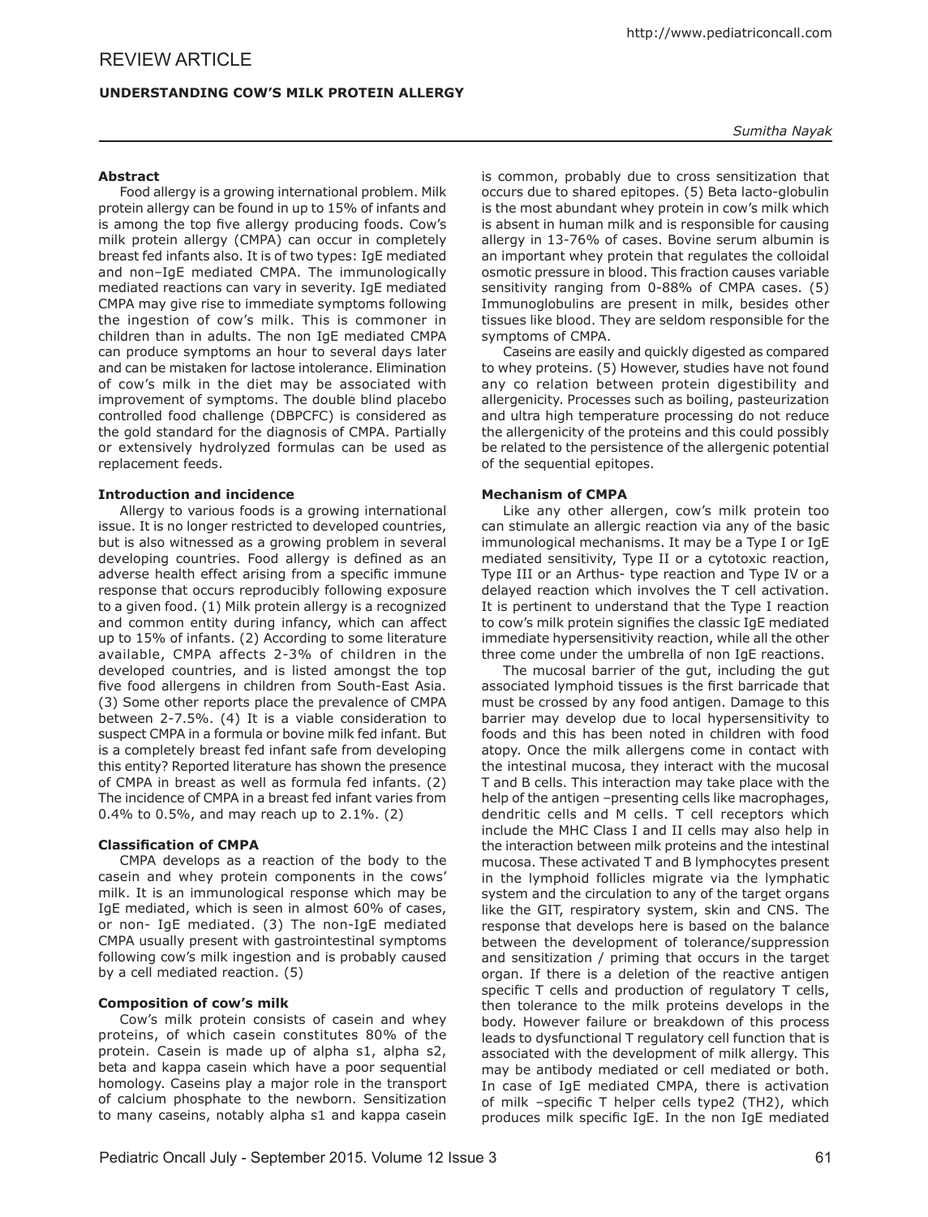REVIEW ARTICLE

# UNDERSTANDING COW'S MILK PROTEIN ALLERGY

*Sumitha Nayak*

## Abstract

Food allergy is a growing international problem. Milk protein allergy can be found in up to 15% of infants and is among the top five allergy producing foods. Cow's milk protein allergy (CMPA) can occur in completely breast fed infants also. It is of two types: IgE mediated and non–IgE mediated CMPA. The immunologically mediated reactions can vary in severity. IgE mediated CMPA may give rise to immediate symptoms following the ingestion of cow's milk. This is commoner in children than in adults. The non IgE mediated CMPA can produce symptoms an hour to several days later and can be mistaken for lactose intolerance. Elimination of cow's milk in the diet may be associated with improvement of symptoms. The double blind placebo controlled food challenge (DBPCFC) is considered as the gold standard for the diagnosis of CMPA. Partially or extensively hydrolyzed formulas can be used as replacement feeds.

## Introduction and incidence

Allergy to various foods is a growing international issue. It is no longer restricted to developed countries, but is also witnessed as a growing problem in several developing countries. Food allergy is defined as an adverse health effect arising from a specific immune response that occurs reproducibly following exposure to a given food. (1) Milk protein allergy is a recognized and common entity during infancy, which can affect up to 15% of infants. (2) According to some literature available, CMPA affects 2-3% of children in the developed countries, and is listed amongst the top five food allergens in children from South-East Asia. (3) Some other reports place the prevalence of CMPA between 2-7.5%. (4) It is a viable consideration to suspect CMPA in a formula or bovine milk fed infant. But is a completely breast fed infant safe from developing this entity? Reported literature has shown the presence of CMPA in breast as well as formula fed infants. (2) The incidence of CMPA in a breast fed infant varies from 0.4% to 0.5%, and may reach up to 2.1%. (2)

## Classification of CMPA

CMPA develops as a reaction of the body to the casein and whey protein components in the cows' milk. It is an immunological response which may be IgE mediated, which is seen in almost 60% of cases, or non- IgE mediated. (3) The non-IgE mediated CMPA usually present with gastrointestinal symptoms following cow's milk ingestion and is probably caused by a cell mediated reaction. (5)

## Composition of cow's milk

Cow's milk protein consists of casein and whey proteins, of which casein constitutes 80% of the protein. Casein is made up of alpha s1, alpha s2, beta and kappa casein which have a poor sequential homology. Caseins play a major role in the transport of calcium phosphate to the newborn. Sensitization to many caseins, notably alpha s1 and kappa casein is common, probably due to cross sensitization that occurs due to shared epitopes. (5) Beta lacto-globulin is the most abundant whey protein in cow's milk which is absent in human milk and is responsible for causing allergy in 13-76% of cases. Bovine serum albumin is an important whey protein that regulates the colloidal osmotic pressure in blood. This fraction causes variable sensitivity ranging from 0-88% of CMPA cases. (5) Immunoglobulins are present in milk, besides other tissues like blood. They are seldom responsible for the symptoms of CMPA.

Caseins are easily and quickly digested as compared to whey proteins. (5) However, studies have not found any co relation between protein digestibility and allergenicity. Processes such as boiling, pasteurization and ultra high temperature processing do not reduce the allergenicity of the proteins and this could possibly be related to the persistence of the allergenic potential of the sequential epitopes.

## Mechanism of CMPA

Like any other allergen, cow's milk protein too can stimulate an allergic reaction via any of the basic immunological mechanisms. It may be a Type I or IgE mediated sensitivity, Type II or a cytotoxic reaction, Type III or an Arthus- type reaction and Type IV or a delayed reaction which involves the T cell activation. It is pertinent to understand that the Type I reaction to cow's milk protein signifies the classic IgE mediated immediate hypersensitivity reaction, while all the other three come under the umbrella of non IgE reactions.

The mucosal barrier of the gut, including the gut associated lymphoid tissues is the first barricade that must be crossed by any food antigen. Damage to this barrier may develop due to local hypersensitivity to foods and this has been noted in children with food atopy. Once the milk allergens come in contact with the intestinal mucosa, they interact with the mucosal T and B cells. This interaction may take place with the help of the antigen –presenting cells like macrophages, dendritic cells and M cells. T cell receptors which include the MHC Class I and II cells may also help in the interaction between milk proteins and the intestinal mucosa. These activated T and B lymphocytes present in the lymphoid follicles migrate via the lymphatic system and the circulation to any of the target organs like the GIT, respiratory system, skin and CNS. The response that develops here is based on the balance between the development of tolerance/suppression and sensitization / priming that occurs in the target organ. If there is a deletion of the reactive antigen specific T cells and production of regulatory T cells, then tolerance to the milk proteins develops in the body. However failure or breakdown of this process leads to dysfunctional T regulatory cell function that is associated with the development of milk allergy. This may be antibody mediated or cell mediated or both. In case of IgE mediated CMPA, there is activation of milk –specific T helper cells type2 (TH2), which produces milk specific IgE. In the non IgE mediated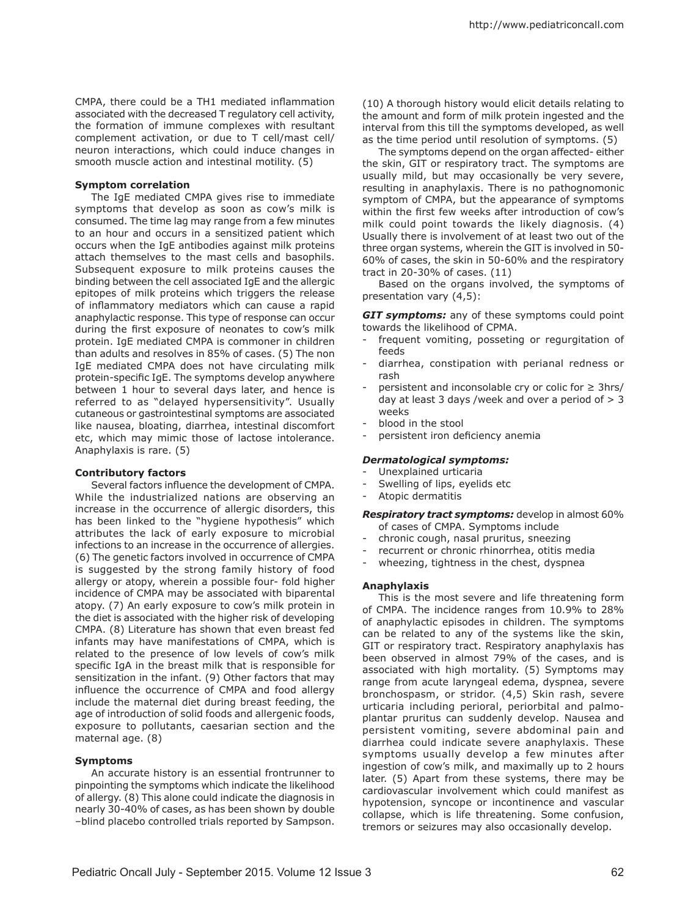CMPA, there could be a TH1 mediated inflammation associated with the decreased T regulatory cell activity, the formation of immune complexes with resultant complement activation, or due to T cell/mast cell/ neuron interactions, which could induce changes in smooth muscle action and intestinal motility. (5)

**Symptom correlation**

The IgE mediated CMPA gives rise to immediate symptoms that develop as soon as cow's milk is consumed. The time lag may range from a few minutes to an hour and occurs in a sensitized patient which occurs when the IgE antibodies against milk proteins attach themselves to the mast cells and basophils. Subsequent exposure to milk proteins causes the binding between the cell associated IgE and the allergic epitopes of milk proteins which triggers the release of inflammatory mediators which can cause a rapid anaphylactic response. This type of response can occur during the first exposure of neonates to cow's milk protein. IgE mediated CMPA is commoner in children than adults and resolves in 85% of cases. (5) The non IgE mediated CMPA does not have circulating milk protein-specific IgE. The symptoms develop anywhere between 1 hour to several days later, and hence is referred to as "delayed hypersensitivity". Usually cutaneous or gastrointestinal symptoms are associated like nausea, bloating, diarrhea, intestinal discomfort etc, which may mimic those of lactose intolerance. Anaphylaxis is rare. (5)

**Contributory factors**

Several factors influence the development of CMPA. While the industrialized nations are observing an increase in the occurrence of allergic disorders, this has been linked to the "hygiene hypothesis" which attributes the lack of early exposure to microbial infections to an increase in the occurrence of allergies. (6) The genetic factors involved in occurrence of CMPA is suggested by the strong family history of food allergy or atopy, wherein a possible four- fold higher incidence of CMPA may be associated with biparental atopy. (7) An early exposure to cow's milk protein in the diet is associated with the higher risk of developing CMPA. (8) Literature has shown that even breast fed infants may have manifestations of CMPA, which is related to the presence of low levels of cow's milk specific IgA in the breast milk that is responsible for sensitization in the infant. (9) Other factors that may influence the occurrence of CMPA and food allergy include the maternal diet during breast feeding, the age of introduction of solid foods and allergenic foods, exposure to pollutants, caesarian section and the maternal age. (8)

**Symptoms**

An accurate history is an essential frontrunner to pinpointing the symptoms which indicate the likelihood of allergy. (8) This alone could indicate the diagnosis in nearly 30-40% of cases, as has been shown by double –blind placebo controlled trials reported by Sampson. (10) A thorough history would elicit details relating to the amount and form of milk protein ingested and the interval from this till the symptoms developed, as well as the time period until resolution of symptoms. (5)

The symptoms depend on the organ affected- either the skin, GIT or respiratory tract. The symptoms are usually mild, but may occasionally be very severe, resulting in anaphylaxis. There is no pathognomonic symptom of CMPA, but the appearance of symptoms within the first few weeks after introduction of cow's milk could point towards the likely diagnosis. (4) Usually there is involvement of at least two out of the three organ systems, wherein the GIT is involved in 50-60% of cases, the skin in 50-60% and the respiratory tract in 20-30% of cases. (11)

Based on the organs involved, the symptoms of presentation vary (4,5):

***GIT symptoms:*** any of these symptoms could point towards the likelihood of CPMA.

- frequent vomiting, posseting or regurgitation of feeds
- diarrhea, constipation with perianal redness or rash
- persistent and inconsolable cry or colic for ≥ 3hrs/ day at least 3 days /week and over a period of > 3 weeks
- blood in the stool
- persistent iron deficiency anemia

***Dermatological symptoms:***

- Unexplained urticaria
- Swelling of lips, eyelids etc
- Atopic dermatitis

***Respiratory tract symptoms:*** develop in almost 60% of cases of CMPA. Symptoms include

- chronic cough, nasal pruritus, sneezing
- recurrent or chronic rhinorrhea, otitis media
- wheezing, tightness in the chest, dyspnea

**Anaphylaxis**

This is the most severe and life threatening form of CMPA. The incidence ranges from 10.9% to 28% of anaphylactic episodes in children. The symptoms can be related to any of the systems like the skin, GIT or respiratory tract. Respiratory anaphylaxis has been observed in almost 79% of the cases, and is associated with high mortality. (5) Symptoms may range from acute laryngeal edema, dyspnea, severe bronchospasm, or stridor. (4,5) Skin rash, severe urticaria including perioral, periorbital and palmo-plantar pruritus can suddenly develop. Nausea and persistent vomiting, severe abdominal pain and diarrhea could indicate severe anaphylaxis. These symptoms usually develop a few minutes after ingestion of cow's milk, and maximally up to 2 hours later. (5) Apart from these systems, there may be cardiovascular involvement which could manifest as hypotension, syncope or incontinence and vascular collapse, which is life threatening. Some confusion, tremors or seizures may also occasionally develop.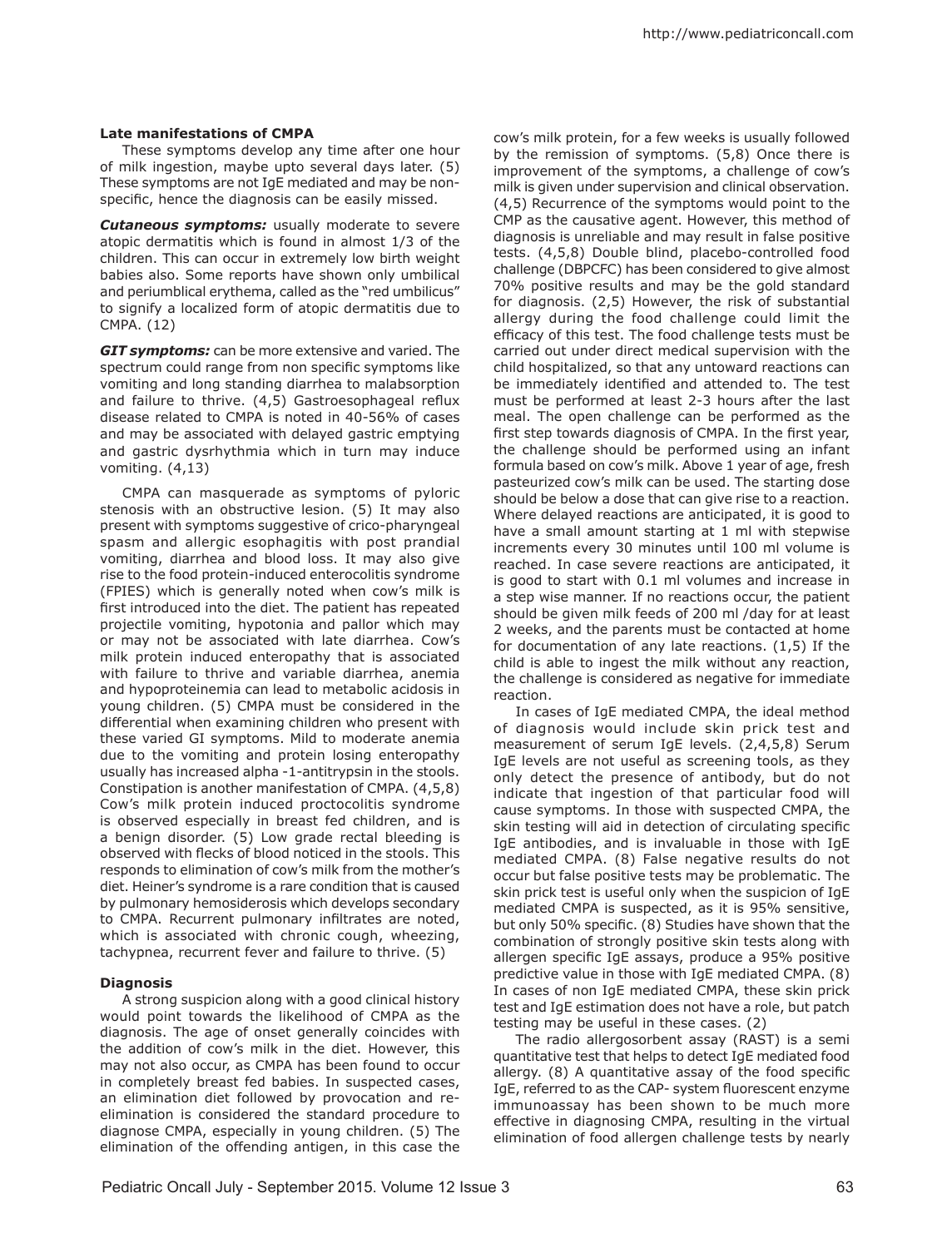**Late manifestations of CMPA**

These symptoms develop any time after one hour of milk ingestion, maybe upto several days later. (5) These symptoms are not IgE mediated and may be non-specific, hence the diagnosis can be easily missed.

***Cutaneous symptoms:*** usually moderate to severe atopic dermatitis which is found in almost 1/3 of the children. This can occur in extremely low birth weight babies also. Some reports have shown only umbilical and periumblical erythema, called as the "red umbilicus" to signify a localized form of atopic dermatitis due to CMPA. (12)

***GIT symptoms:*** can be more extensive and varied. The spectrum could range from non specific symptoms like vomiting and long standing diarrhea to malabsorption and failure to thrive. (4,5) Gastroesophageal reflux disease related to CMPA is noted in 40-56% of cases and may be associated with delayed gastric emptying and gastric dysrhythmia which in turn may induce vomiting. (4,13)

CMPA can masquerade as symptoms of pyloric stenosis with an obstructive lesion. (5) It may also present with symptoms suggestive of crico-pharyngeal spasm and allergic esophagitis with post prandial vomiting, diarrhea and blood loss. It may also give rise to the food protein-induced enterocolitis syndrome (FPIES) which is generally noted when cow's milk is first introduced into the diet. The patient has repeated projectile vomiting, hypotonia and pallor which may or may not be associated with late diarrhea. Cow's milk protein induced enteropathy that is associated with failure to thrive and variable diarrhea, anemia and hypoproteinemia can lead to metabolic acidosis in young children. (5) CMPA must be considered in the differential when examining children who present with these varied GI symptoms. Mild to moderate anemia due to the vomiting and protein losing enteropathy usually has increased alpha -1-antitrypsin in the stools. Constipation is another manifestation of CMPA. (4,5,8) Cow's milk protein induced proctocolitis syndrome is observed especially in breast fed children, and is a benign disorder. (5) Low grade rectal bleeding is observed with flecks of blood noticed in the stools. This responds to elimination of cow's milk from the mother's diet. Heiner's syndrome is a rare condition that is caused by pulmonary hemosiderosis which develops secondary to CMPA. Recurrent pulmonary infiltrates are noted, which is associated with chronic cough, wheezing, tachypnea, recurrent fever and failure to thrive. (5)

**Diagnosis**

A strong suspicion along with a good clinical history would point towards the likelihood of CMPA as the diagnosis. The age of onset generally coincides with the addition of cow's milk in the diet. However, this may not also occur, as CMPA has been found to occur in completely breast fed babies. In suspected cases, an elimination diet followed by provocation and re-elimination is considered the standard procedure to diagnose CMPA, especially in young children. (5) The elimination of the offending antigen, in this case the cow's milk protein, for a few weeks is usually followed by the remission of symptoms. (5,8) Once there is improvement of the symptoms, a challenge of cow's milk is given under supervision and clinical observation. (4,5) Recurrence of the symptoms would point to the CMP as the causative agent. However, this method of diagnosis is unreliable and may result in false positive tests. (4,5,8) Double blind, placebo-controlled food challenge (DBPCFC) has been considered to give almost 70% positive results and may be the gold standard for diagnosis. (2,5) However, the risk of substantial allergy during the food challenge could limit the efficacy of this test. The food challenge tests must be carried out under direct medical supervision with the child hospitalized, so that any untoward reactions can be immediately identified and attended to. The test must be performed at least 2-3 hours after the last meal. The open challenge can be performed as the first step towards diagnosis of CMPA. In the first year, the challenge should be performed using an infant formula based on cow's milk. Above 1 year of age, fresh pasteurized cow's milk can be used. The starting dose should be below a dose that can give rise to a reaction. Where delayed reactions are anticipated, it is good to have a small amount starting at 1 ml with stepwise increments every 30 minutes until 100 ml volume is reached. In case severe reactions are anticipated, it is good to start with 0.1 ml volumes and increase in a step wise manner. If no reactions occur, the patient should be given milk feeds of 200 ml /day for at least 2 weeks, and the parents must be contacted at home for documentation of any late reactions. (1,5) If the child is able to ingest the milk without any reaction, the challenge is considered as negative for immediate reaction.

In cases of IgE mediated CMPA, the ideal method of diagnosis would include skin prick test and measurement of serum IgE levels. (2,4,5,8) Serum IgE levels are not useful as screening tools, as they only detect the presence of antibody, but do not indicate that ingestion of that particular food will cause symptoms. In those with suspected CMPA, the skin testing will aid in detection of circulating specific IgE antibodies, and is invaluable in those with IgE mediated CMPA. (8) False negative results do not occur but false positive tests may be problematic. The skin prick test is useful only when the suspicion of IgE mediated CMPA is suspected, as it is 95% sensitive, but only 50% specific. (8) Studies have shown that the combination of strongly positive skin tests along with allergen specific IgE assays, produce a 95% positive predictive value in those with IgE mediated CMPA. (8) In cases of non IgE mediated CMPA, these skin prick test and IgE estimation does not have a role, but patch testing may be useful in these cases. (2)

The radio allergosorbent assay (RAST) is a semi quantitative test that helps to detect IgE mediated food allergy. (8) A quantitative assay of the food specific IgE, referred to as the CAP- system fluorescent enzyme immunoassay has been shown to be much more effective in diagnosing CMPA, resulting in the virtual elimination of food allergen challenge tests by nearly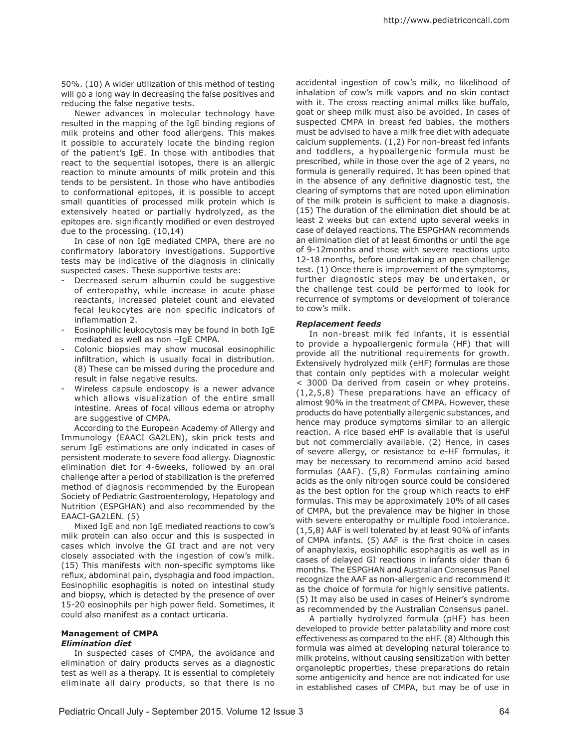50%. (10) A wider utilization of this method of testing will go a long way in decreasing the false positives and reducing the false negative tests.

Newer advances in molecular technology have resulted in the mapping of the IgE binding regions of milk proteins and other food allergens. This makes it possible to accurately locate the binding region of the patient's IgE. In those with antibodies that react to the sequential isotopes, there is an allergic reaction to minute amounts of milk protein and this tends to be persistent. In those who have antibodies to conformational epitopes, it is possible to accept small quantities of processed milk protein which is extensively heated or partially hydrolyzed, as the epitopes are. significantly modified or even destroyed due to the processing. (10,14)

In case of non IgE mediated CMPA, there are no confirmatory laboratory investigations. Supportive tests may be indicative of the diagnosis in clinically suspected cases. These supportive tests are:

- Decreased serum albumin could be suggestive of enteropathy, while increase in acute phase reactants, increased platelet count and elevated fecal leukocytes are non specific indicators of inflammation 2.
- Eosinophilic leukocytosis may be found in both IgE mediated as well as non –IgE CMPA.
- Colonic biopsies may show mucosal eosinophilic infiltration, which is usually focal in distribution. (8) These can be missed during the procedure and result in false negative results.
- Wireless capsule endoscopy is a newer advance which allows visualization of the entire small intestine. Areas of focal villous edema or atrophy are suggestive of CMPA.

According to the European Academy of Allergy and Immunology (EAACI GA2LEN), skin prick tests and serum IgE estimations are only indicated in cases of persistent moderate to severe food allergy. Diagnostic elimination diet for 4-6weeks, followed by an oral challenge after a period of stabilization is the preferred method of diagnosis recommended by the European Society of Pediatric Gastroenterology, Hepatology and Nutrition (ESPGHAN) and also recommended by the EAACI-GA2LEN. (5)

Mixed IgE and non IgE mediated reactions to cow's milk protein can also occur and this is suspected in cases which involve the GI tract and are not very closely associated with the ingestion of cow's milk. (15) This manifests with non-specific symptoms like reflux, abdominal pain, dysphagia and food impaction. Eosinophilic esophagitis is noted on intestinal study and biopsy, which is detected by the presence of over 15-20 eosinophils per high power field. Sometimes, it could also manifest as a contact urticaria.

## Management of CMPA

### *Elimination diet*

In suspected cases of CMPA, the avoidance and elimination of dairy products serves as a diagnostic test as well as a therapy. It is essential to completely eliminate all dairy products, so that there is no accidental ingestion of cow's milk, no likelihood of inhalation of cow's milk vapors and no skin contact with it. The cross reacting animal milks like buffalo, goat or sheep milk must also be avoided. In cases of suspected CMPA in breast fed babies, the mothers must be advised to have a milk free diet with adequate calcium supplements. (1,2) For non-breast fed infants and toddlers, a hypoallergenic formula must be prescribed, while in those over the age of 2 years, no formula is generally required. It has been opined that in the absence of any definitive diagnostic test, the clearing of symptoms that are noted upon elimination of the milk protein is sufficient to make a diagnosis. (15) The duration of the elimination diet should be at least 2 weeks but can extend upto several weeks in case of delayed reactions. The ESPGHAN recommends an elimination diet of at least 6months or until the age of 9-12months and those with severe reactions upto 12-18 months, before undertaking an open challenge test. (1) Once there is improvement of the symptoms, further diagnostic steps may be undertaken, or the challenge test could be performed to look for recurrence of symptoms or development of tolerance to cow's milk.

### *Replacement feeds*

In non-breast milk fed infants, it is essential to provide a hypoallergenic formula (HF) that will provide all the nutritional requirements for growth. Extensively hydrolyzed milk (eHF) formulas are those that contain only peptides with a molecular weight < 3000 Da derived from casein or whey proteins. (1,2,5,8) These preparations have an efficacy of almost 90% in the treatment of CMPA. However, these products do have potentially allergenic substances, and hence may produce symptoms similar to an allergic reaction. A rice based eHF is available that is useful but not commercially available. (2) Hence, in cases of severe allergy, or resistance to e-HF formulas, it may be necessary to recommend amino acid based formulas (AAF). (5,8) Formulas containing amino acids as the only nitrogen source could be considered as the best option for the group which reacts to eHF formulas. This may be approximately 10% of all cases of CMPA, but the prevalence may be higher in those with severe enteropathy or multiple food intolerance. (1,5,8) AAF is well tolerated by at least 90% of infants of CMPA infants. (5) AAF is the first choice in cases of anaphylaxis, eosinophilic esophagitis as well as in cases of delayed GI reactions in infants older than 6 months. The ESPGHAN and Australian Consensus Panel recognize the AAF as non-allergenic and recommend it as the choice of formula for highly sensitive patients. (5) It may also be used in cases of Heiner's syndrome as recommended by the Australian Consensus panel.

A partially hydrolyzed formula (pHF) has been developed to provide better palatability and more cost effectiveness as compared to the eHF. (8) Although this formula was aimed at developing natural tolerance to milk proteins, without causing sensitization with better organoleptic properties, these preparations do retain some antigenicity and hence are not indicated for use in established cases of CMPA, but may be of use in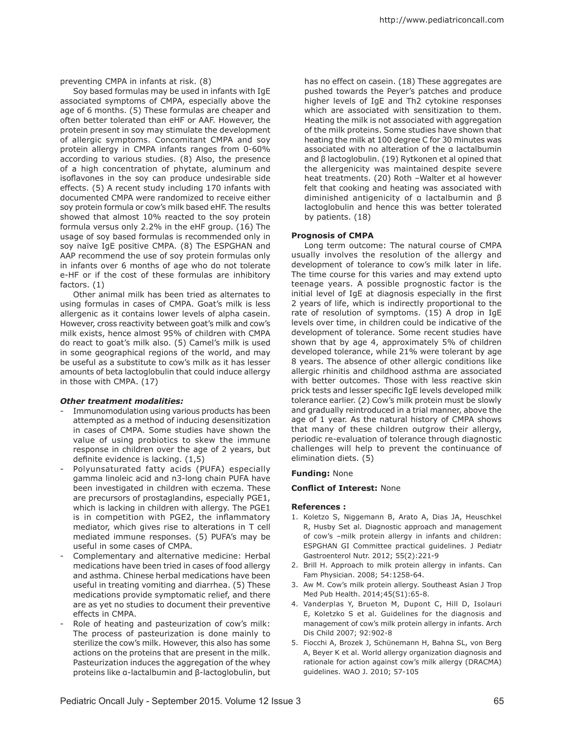preventing CMPA in infants at risk. (8)

Soy based formulas may be used in infants with IgE associated symptoms of CMPA, especially above the age of 6 months. (5) These formulas are cheaper and often better tolerated than eHF or AAF. However, the protein present in soy may stimulate the development of allergic symptoms. Concomitant CMPA and soy protein allergy in CMPA infants ranges from 0-60% according to various studies. (8) Also, the presence of a high concentration of phytate, aluminum and isoflavones in the soy can produce undesirable side effects. (5) A recent study including 170 infants with documented CMPA were randomized to receive either soy protein formula or cow's milk based eHF. The results showed that almost 10% reacted to the soy protein formula versus only 2.2% in the eHF group. (16) The usage of soy based formulas is recommended only in soy naïve IgE positive CMPA. (8) The ESPGHAN and AAP recommend the use of soy protein formulas only in infants over 6 months of age who do not tolerate e-HF or if the cost of these formulas are inhibitory factors. (1)

Other animal milk has been tried as alternates to using formulas in cases of CMPA. Goat's milk is less allergenic as it contains lower levels of alpha casein. However, cross reactivity between goat's milk and cow's milk exists, hence almost 95% of children with CMPA do react to goat's milk also. (5) Camel's milk is used in some geographical regions of the world, and may be useful as a substitute to cow's milk as it has lesser amounts of beta lactoglobulin that could induce allergy in those with CMPA. (17)

***Other treatment modalities:***

- Immunomodulation using various products has been attempted as a method of inducing desensitization in cases of CMPA. Some studies have shown the value of using probiotics to skew the immune response in children over the age of 2 years, but definite evidence is lacking. (1,5)
- Polyunsaturated fatty acids (PUFA) especially gamma linoleic acid and n3-long chain PUFA have been investigated in children with eczema. These are precursors of prostaglandins, especially PGE1, which is lacking in children with allergy. The PGE1 is in competition with PGE2, the inflammatory mediator, which gives rise to alterations in T cell mediated immune responses. (5) PUFA's may be useful in some cases of CMPA.
- Complementary and alternative medicine: Herbal medications have been tried in cases of food allergy and asthma. Chinese herbal medications have been useful in treating vomiting and diarrhea. (5) These medications provide symptomatic relief, and there are as yet no studies to document their preventive effects in CMPA.
- Role of heating and pasteurization of cow's milk: The process of pasteurization is done mainly to sterilize the cow's milk. However, this also has some actions on the proteins that are present in the milk. Pasteurization induces the aggregation of the whey proteins like α-lactalbumin and β-lactoglobulin, but has no effect on casein. (18) These aggregates are pushed towards the Peyer's patches and produce higher levels of IgE and Th2 cytokine responses which are associated with sensitization to them. Heating the milk is not associated with aggregation of the milk proteins. Some studies have shown that heating the milk at 100 degree C for 30 minutes was associated with no alteration of the α lactalbumin and β lactoglobulin. (19) Rytkonen et al opined that the allergenicity was maintained despite severe heat treatments. (20) Roth –Walter et al however felt that cooking and heating was associated with diminished antigenicity of α lactalbumin and β lactoglobulin and hence this was better tolerated by patients. (18)

**Prognosis of CMPA**

Long term outcome: The natural course of CMPA usually involves the resolution of the allergy and development of tolerance to cow's milk later in life. The time course for this varies and may extend upto teenage years. A possible prognostic factor is the initial level of IgE at diagnosis especially in the first 2 years of life, which is indirectly proportional to the rate of resolution of symptoms. (15) A drop in IgE levels over time, in children could be indicative of the development of tolerance. Some recent studies have shown that by age 4, approximately 5% of children developed tolerance, while 21% were tolerant by age 8 years. The absence of other allergic conditions like allergic rhinitis and childhood asthma are associated with better outcomes. Those with less reactive skin prick tests and lesser specific IgE levels developed milk tolerance earlier. (2) Cow's milk protein must be slowly and gradually reintroduced in a trial manner, above the age of 1 year. As the natural history of CMPA shows that many of these children outgrow their allergy, periodic re-evaluation of tolerance through diagnostic challenges will help to prevent the continuance of elimination diets. (5)

**Funding:** None

**Conflict of Interest:** None

**References :**

1. Koletzo S, Niggemann B, Arato A, Dias JA, Heuschkel R, Husby Set al. Diagnostic approach and management of cow's –milk protein allergy in infants and children: ESPGHAN GI Committee practical guidelines. J Pediatr Gastroenterol Nutr. 2012; 55(2):221-9
2. Brill H. Approach to milk protein allergy in infants. Can Fam Physician. 2008; 54:1258-64.
3. Aw M. Cow's milk protein allergy. Southeast Asian J Trop Med Pub Health. 2014;45(S1):65-8.
4. Vanderplas Y, Brueton M, Dupont C, Hill D, Isolauri E, Koletzko S et al. Guidelines for the diagnosis and management of cow's milk protein allergy in infants. Arch Dis Child 2007; 92:902-8
5. Fiocchi A, Brozek J, Schünemann H, Bahna SL, von Berg A, Beyer K et al. World allergy organization diagnosis and rationale for action against cow's milk allergy (DRACMA) guidelines. WAO J. 2010; 57-105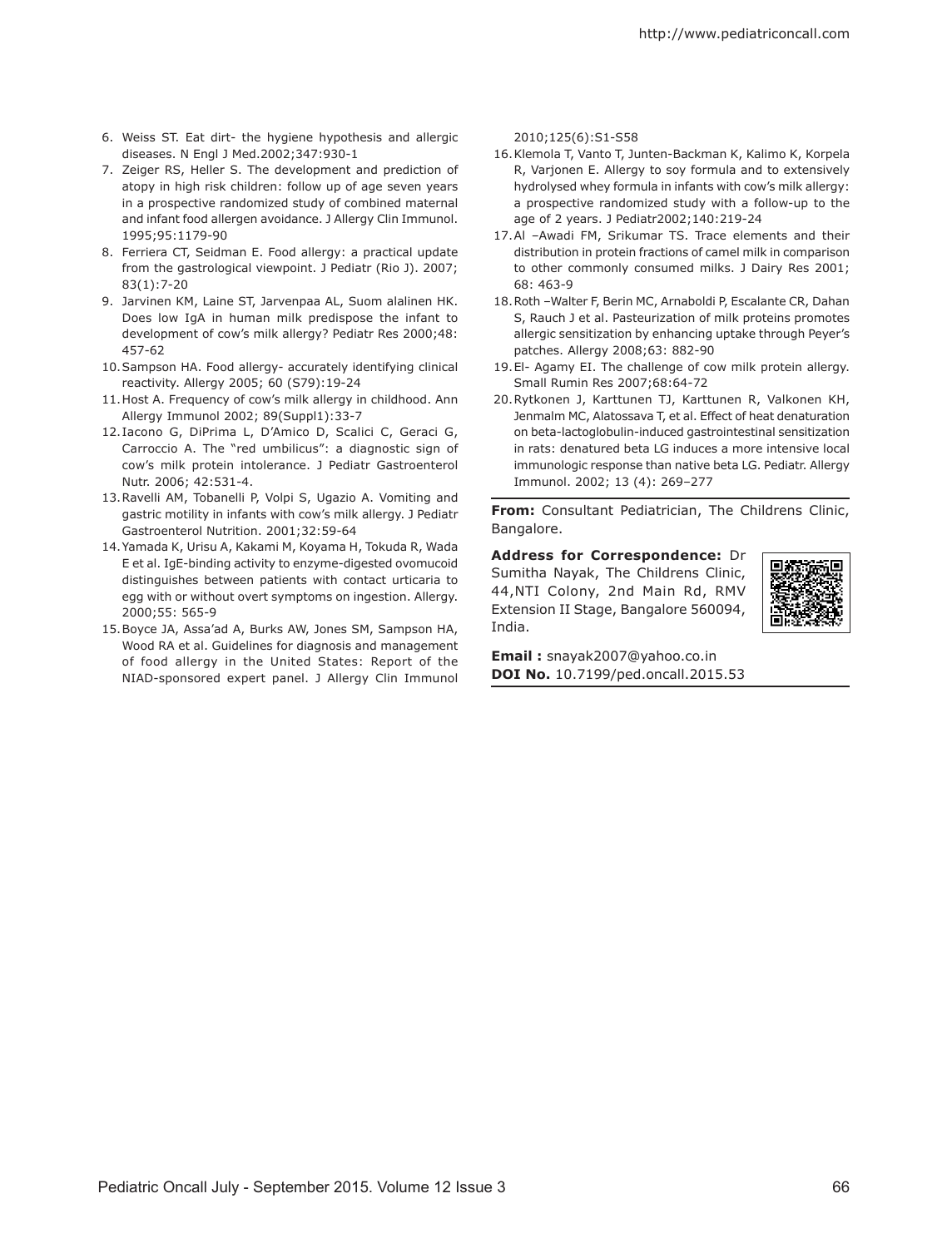6. Weiss ST. Eat dirt- the hygiene hypothesis and allergic diseases. N Engl J Med.2002;347:930-1
7. Zeiger RS, Heller S. The development and prediction of atopy in high risk children: follow up of age seven years in a prospective randomized study of combined maternal and infant food allergen avoidance. J Allergy Clin Immunol. 1995;95:1179-90
8. Ferriera CT, Seidman E. Food allergy: a practical update from the gastrological viewpoint. J Pediatr (Rio J). 2007; 83(1):7-20
9. Jarvinen KM, Laine ST, Jarvenpaa AL, Suom alalinen HK. Does low IgA in human milk predispose the infant to development of cow's milk allergy? Pediatr Res 2000;48: 457-62
10. Sampson HA. Food allergy- accurately identifying clinical reactivity. Allergy 2005; 60 (S79):19-24
11. Host A. Frequency of cow's milk allergy in childhood. Ann Allergy Immunol 2002; 89(Suppl1):33-7
12. Iacono G, DiPrima L, D'Amico D, Scalici C, Geraci G, Carroccio A. The "red umbilicus": a diagnostic sign of cow's milk protein intolerance. J Pediatr Gastroenterol Nutr. 2006; 42:531-4.
13. Ravelli AM, Tobanelli P, Volpi S, Ugazio A. Vomiting and gastric motility in infants with cow's milk allergy. J Pediatr Gastroenterol Nutrition. 2001;32:59-64
14. Yamada K, Urisu A, Kakami M, Koyama H, Tokuda R, Wada E et al. IgE-binding activity to enzyme-digested ovomucoid distinguishes between patients with contact urticaria to egg with or without overt symptoms on ingestion. Allergy. 2000;55: 565-9
15. Boyce JA, Assa'ad A, Burks AW, Jones SM, Sampson HA, Wood RA et al. Guidelines for diagnosis and management of food allergy in the United States: Report of the NIAD-sponsored expert panel. J Allergy Clin Immunol 2010;125(6):S1-S58
16. Klemola T, Vanto T, Junten-Backman K, Kalimo K, Korpela R, Varjonen E. Allergy to soy formula and to extensively hydrolysed whey formula in infants with cow's milk allergy: a prospective randomized study with a follow-up to the age of 2 years. J Pediatr2002;140:219-24
17. Al –Awadi FM, Srikumar TS. Trace elements and their distribution in protein fractions of camel milk in comparison to other commonly consumed milks. J Dairy Res 2001; 68: 463-9
18. Roth –Walter F, Berin MC, Arnaboldi P, Escalante CR, Dahan S, Rauch J et al. Pasteurization of milk proteins promotes allergic sensitization by enhancing uptake through Peyer's patches. Allergy 2008;63: 882-90
19. El- Agamy EI. The challenge of cow milk protein allergy. Small Rumin Res 2007;68:64-72
20. Rytkonen J, Karttunen TJ, Karttunen R, Valkonen KH, Jenmalm MC, Alatossava T, et al. Effect of heat denaturation on beta-lactoglobulin-induced gastrointestinal sensitization in rats: denatured beta LG induces a more intensive local immunologic response than native beta LG. Pediatr. Allergy Immunol. 2002; 13 (4): 269–277

**From:** Consultant Pediatrician, The Childrens Clinic, Bangalore.

**Address for Correspondence:** Dr Sumitha Nayak, The Childrens Clinic, 44,NTI Colony, 2nd Main Rd, RMV Extension II Stage, Bangalore 560094, India.

**Email :** snayak2007@yahoo.co.in
**DOI No.** 10.7199/ped.oncall.2015.53